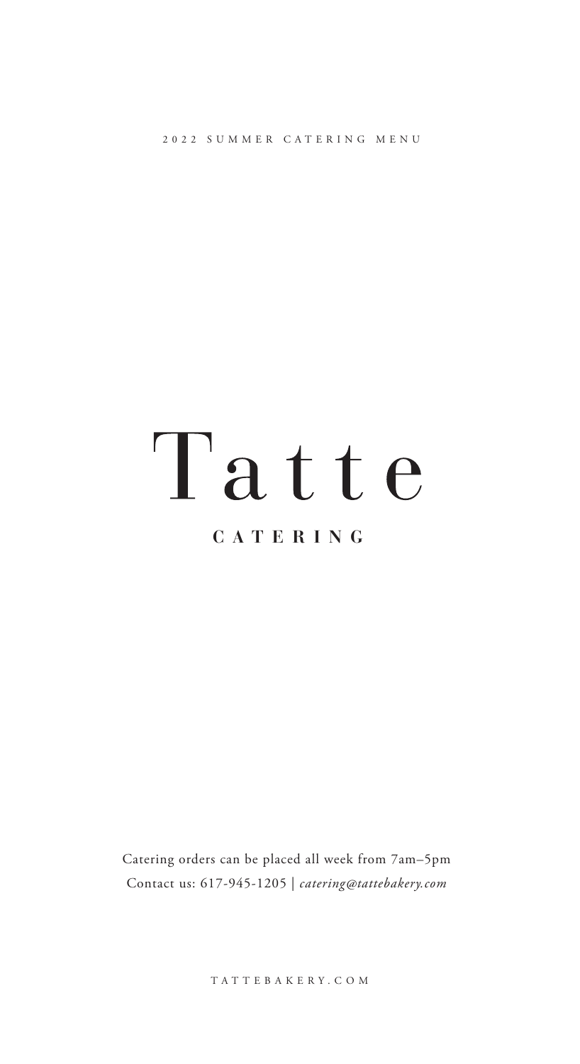2022 SUMMER CATERING MENU

# Tatte

## CATERING

Catering orders can be placed all week from 7am–5pm

Contact us: 617-945-1205 | *catering@tattebakery.com*

TATTEBAKERY.COM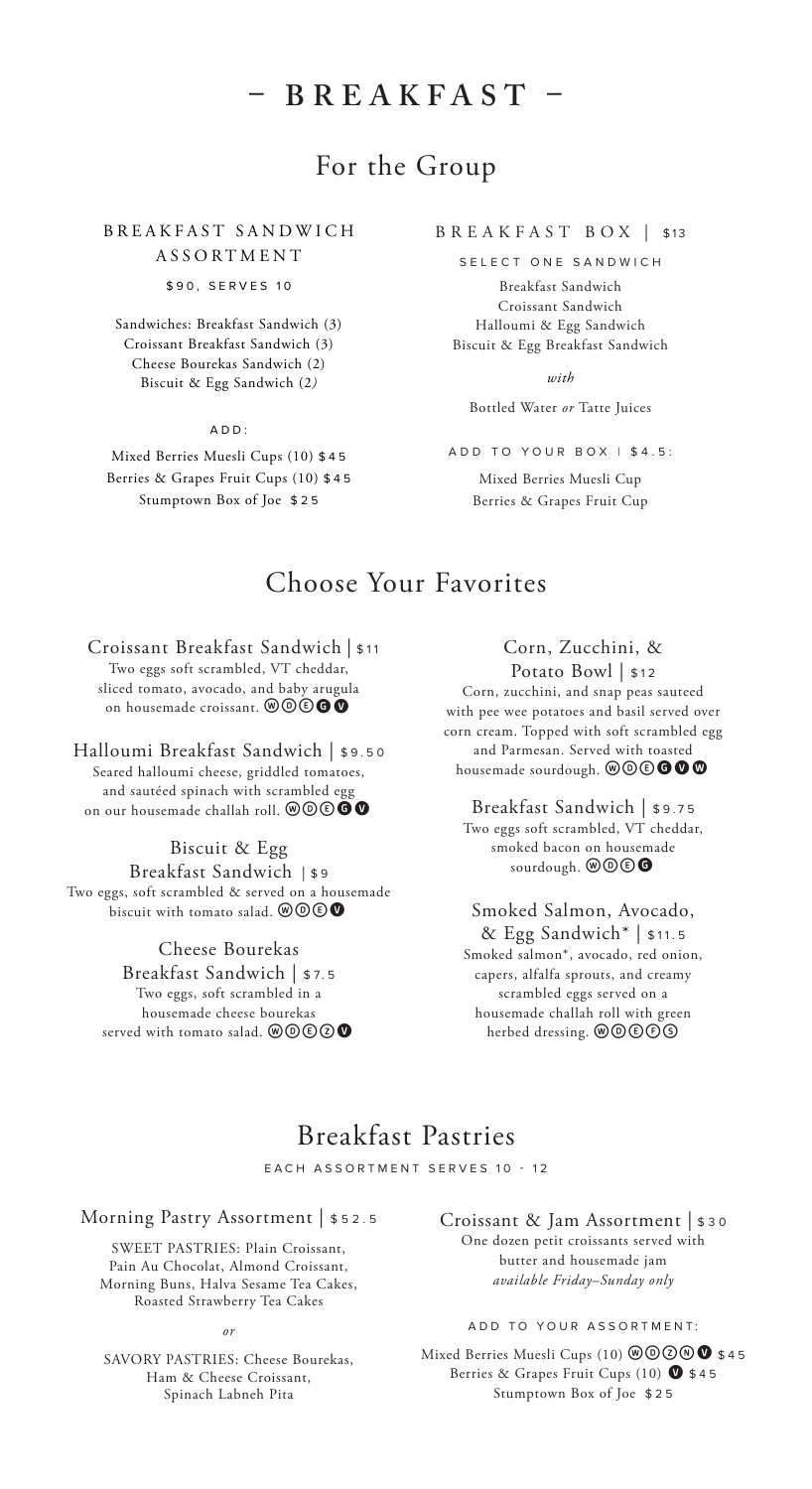# – BREAKFAST –

## For the Group

### BREAKFAST SANDWICH ASSORTMENT

$90, SERVES 10

Sandwiches: Breakfast Sandwich (3)
Croissant Breakfast Sandwich (3)
Cheese Bourekas Sandwich (2)
Biscuit & Egg Sandwich (2)

ADD:

Mixed Berries Muesli Cups (10) $45
Berries & Grapes Fruit Cups (10) $45
Stumptown Box of Joe $25

### BREAKFAST BOX | $13

SELECT ONE SANDWICH

Breakfast Sandwich
Croissant Sandwich
Halloumi & Egg Sandwich
Biscuit & Egg Breakfast Sandwich

*with*

Bottled Water *or* Tatte Juices

ADD TO YOUR BOX | $4.5:

Mixed Berries Muesli Cup
Berries & Grapes Fruit Cup

## Choose Your Favorites

### Croissant Breakfast Sandwich | $11

Two eggs soft scrambled, VT cheddar, sliced tomato, avocado, and baby arugula on housemade croissant. Ⓦ Ⓓ Ⓔ Ⓖ Ⓥ

### Halloumi Breakfast Sandwich | $9.50

Seared halloumi cheese, griddled tomatoes, and sautéed spinach with scrambled egg on our housemade challah roll. Ⓦ Ⓓ Ⓔ Ⓖ Ⓥ

### Biscuit & Egg Breakfast Sandwich | $9

Two eggs, soft scrambled & served on a housemade biscuit with tomato salad. Ⓦ Ⓓ Ⓔ Ⓥ

### Cheese Bourekas Breakfast Sandwich | $7.5

Two eggs, soft scrambled in a housemade cheese bourekas served with tomato salad. Ⓦ Ⓓ Ⓔ Ⓩ Ⓥ

### Corn, Zucchini, & Potato Bowl | $12

Corn, zucchini, and snap peas sauteed with pee wee potatoes and basil served over corn cream. Topped with soft scrambled egg and Parmesan. Served with toasted housemade sourdough. Ⓦ Ⓓ Ⓔ Ⓖ Ⓥ Ⓦ

### Breakfast Sandwich | $9.75

Two eggs soft scrambled, VT cheddar, smoked bacon on housemade sourdough. Ⓦ Ⓓ Ⓔ Ⓖ

### Smoked Salmon, Avocado, & Egg Sandwich* | $11.5

Smoked salmon*, avocado, red onion, capers, alfalfa sprouts, and creamy scrambled eggs served on a housemade challah roll with green herbed dressing. Ⓦ Ⓓ Ⓔ Ⓕ Ⓢ

## Breakfast Pastries

EACH ASSORTMENT SERVES 10 - 12

### Morning Pastry Assortment | $52.5

SWEET PASTRIES: Plain Croissant, Pain Au Chocolat, Almond Croissant, Morning Buns, Halva Sesame Tea Cakes, Roasted Strawberry Tea Cakes

*or*

SAVORY PASTRIES: Cheese Bourekas, Ham & Cheese Croissant, Spinach Labneh Pita

### Croissant & Jam Assortment | $30

One dozen petit croissants served with butter and housemade jam
*available Friday–Sunday only*

ADD TO YOUR ASSORTMENT:

Mixed Berries Muesli Cups (10) Ⓦ Ⓓ Ⓩ Ⓝ Ⓥ $45
Berries & Grapes Fruit Cups (10) Ⓥ $45
Stumptown Box of Joe $25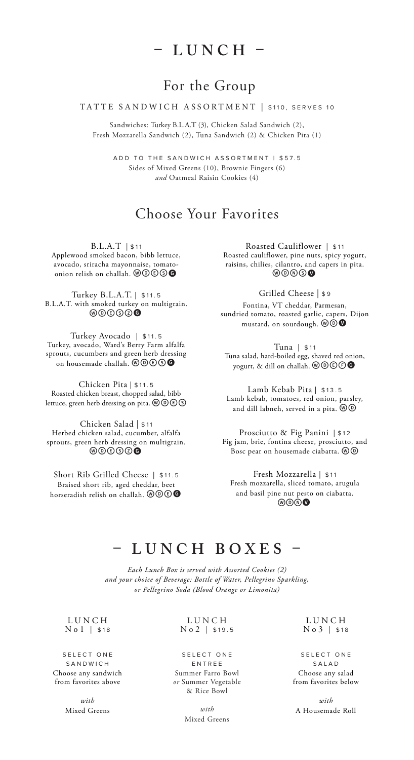# – LUNCH –

## For the Group

TATTE SANDWICH ASSORTMENT | $110, SERVES 10

Sandwiches: Turkey B.L.A.T (3), Chicken Salad Sandwich (2), Fresh Mozzarella Sandwich (2), Tuna Sandwich (2) & Chicken Pita (1)

ADD TO THE SANDWICH ASSORTMENT | $57.5
Sides of Mixed Greens (10), Brownie Fingers (6) *and* Oatmeal Raisin Cookies (4)

## Choose Your Favorites

B.L.A.T | $11
Applewood smoked bacon, bibb lettuce, avocado, sriracha mayonnaise, tomato-onion relish on challah. (W)(D)(E)(S)(G)

Turkey B.L.A.T. | $11.5
B.L.A.T. with smoked turkey on multigrain. (W)(D)(E)(S)(Z)(G)

Turkey Avocado | $11.5
Turkey, avocado, Ward's Berry Farm alfalfa sprouts, cucumbers and green herb dressing on housemade challah. (W)(D)(E)(S)(G)

Chicken Pita | $11.5
Roasted chicken breast, chopped salad, bibb lettuce, green herb dressing on pita. (W)(D)(E)(S)

Chicken Salad | $11
Herbed chicken salad, cucumber, alfalfa sprouts, green herb dressing on multigrain. (W)(D)(E)(S)(Z)(G)

Short Rib Grilled Cheese | $11.5
Braised short rib, aged cheddar, beet horseradish relish on challah. (W)(D)(E)(G)

Roasted Cauliflower | $11
Roasted cauliflower, pine nuts, spicy yogurt, raisins, chilies, cilantro, and capers in pita. (W)(D)(N)(S)(V)

Grilled Cheese | $9
Fontina, VT cheddar, Parmesan, sundried tomato, roasted garlic, capers, Dijon mustard, on sourdough. (W)(D)(V)

Tuna | $11
Tuna salad, hard-boiled egg, shaved red onion, yogurt, & dill on challah. (W)(D)(E)(F)(G)

Lamb Kebab Pita | $13.5
Lamb kebab, tomatoes, red onion, parsley, and dill labneh, served in a pita. (W)(D)

Prosciutto & Fig Panini | $12
Fig jam, brie, fontina cheese, prosciutto, and Bosc pear on housemade ciabatta. (W)(D)

Fresh Mozzarella | $11
Fresh mozzarella, sliced tomato, arugula and basil pine nut pesto on ciabatta. (W)(D)(N)(V)

# – LUNCH BOXES –

*Each Lunch Box is served with Assorted Cookies (2) and your choice of Beverage: Bottle of Water, Pellegrino Sparkling, or Pellegrino Soda (Blood Orange or Limonita)*

LUNCH No1 | $18

SELECT ONE SANDWICH
Choose any sandwich from favorites above

*with*
Mixed Greens

LUNCH No2 | $19.5

SELECT ONE ENTREE
Summer Farro Bowl *or* Summer Vegetable & Rice Bowl

*with*
Mixed Greens

LUNCH No3 | $18

SELECT ONE SALAD
Choose any salad from favorites below

*with*
A Housemade Roll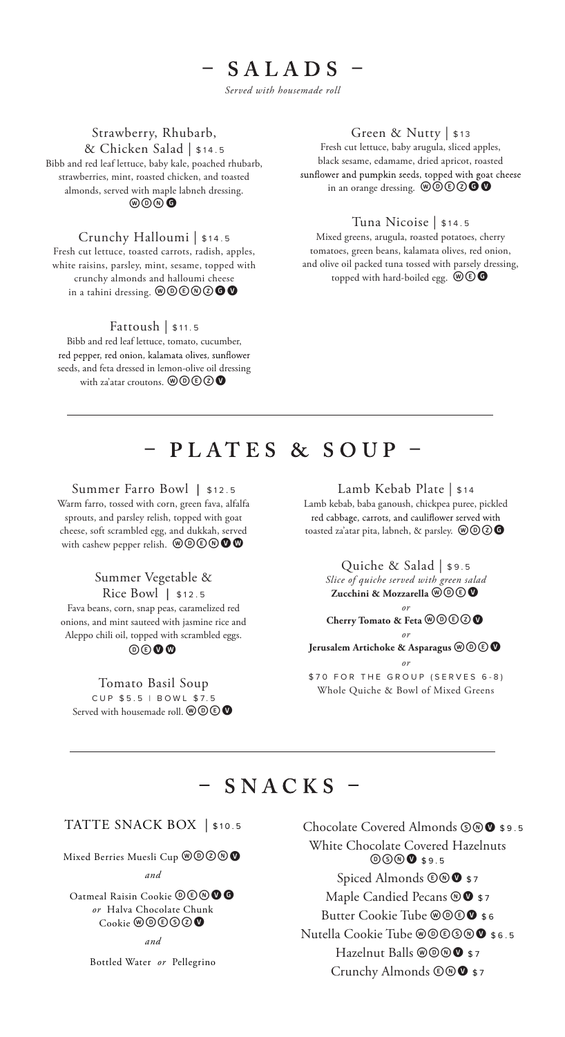# – SALADS –

*Served with housemade roll*

### Strawberry, Rhubarb, & Chicken Salad | $14.5

Bibb and red leaf lettuce, baby kale, poached rhubarb, strawberries, mint, roasted chicken, and toasted almonds, served with maple labneh dressing. Ⓦ Ⓓ Ⓝ Ⓖ

### Crunchy Halloumi | $14.5

Fresh cut lettuce, toasted carrots, radish, apples, white raisins, parsley, mint, sesame, topped with crunchy almonds and halloumi cheese in a tahini dressing. Ⓦ Ⓓ Ⓔ Ⓝ Ⓩ Ⓖ Ⓥ

### Fattoush | $11.5

Bibb and red leaf lettuce, tomato, cucumber, red pepper, red onion, kalamata olives, sunflower seeds, and feta dressed in lemon-olive oil dressing with za'atar croutons. Ⓦ Ⓓ Ⓔ Ⓩ Ⓥ

### Green & Nutty | $13

Fresh cut lettuce, baby arugula, sliced apples, black sesame, edamame, dried apricot, roasted sunflower and pumpkin seeds, topped with goat cheese in an orange dressing. Ⓦ Ⓓ Ⓔ Ⓩ Ⓖ Ⓥ

### Tuna Nicoise | $14.5

Mixed greens, arugula, roasted potatoes, cherry tomatoes, green beans, kalamata olives, red onion, and olive oil packed tuna tossed with parsely dressing, topped with hard-boiled egg. Ⓦ Ⓔ Ⓖ

# – PLATES & SOUP –

### Summer Farro Bowl | $12.5

Warm farro, tossed with corn, green fava, alfalfa sprouts, and parsley relish, topped with goat cheese, soft scrambled egg, and dukkah, served with cashew pepper relish. Ⓦ Ⓓ Ⓔ Ⓝ Ⓥ Ⓦ

### Summer Vegetable & Rice Bowl | $12.5

Fava beans, corn, snap peas, caramelized red onions, and mint sauteed with jasmine rice and Aleppo chili oil, topped with scrambled eggs. Ⓓ Ⓔ Ⓥ Ⓦ

### Tomato Basil Soup

CUP $5.5 | BOWL $7.5

Served with housemade roll. Ⓦ Ⓓ Ⓔ Ⓥ

### Lamb Kebab Plate | $14

Lamb kebab, baba ganoush, chickpea puree, pickled red cabbage, carrots, and cauliflower served with toasted za'atar pita, labneh, & parsley. Ⓦ Ⓓ Ⓩ Ⓖ

### Quiche & Salad | $9.5

*Slice of quiche served with green salad*

**Zucchini & Mozzarella** Ⓦ Ⓓ Ⓔ Ⓥ

*or*

**Cherry Tomato & Feta** Ⓦ Ⓓ Ⓔ Ⓩ Ⓥ

*or*

**Jerusalem Artichoke & Asparagus** Ⓦ Ⓓ Ⓔ Ⓥ

*or*

$70 FOR THE GROUP (SERVES 6-8)

Whole Quiche & Bowl of Mixed Greens

# – SNACKS –

### TATTE SNACK BOX | $10.5

Mixed Berries Muesli Cup Ⓦ Ⓓ Ⓩ Ⓝ Ⓥ

*and*

Oatmeal Raisin Cookie Ⓓ Ⓔ Ⓝ Ⓥ Ⓖ *or* Halva Chocolate Chunk Cookie Ⓦ Ⓓ Ⓔ Ⓢ Ⓩ Ⓥ

*and*

Bottled Water *or* Pellegrino

Chocolate Covered Almonds Ⓢ Ⓝ Ⓥ $9.5

White Chocolate Covered Hazelnuts Ⓓ Ⓢ Ⓝ Ⓥ $9.5

Spiced Almonds Ⓔ Ⓝ Ⓥ $7

Maple Candied Pecans Ⓝ Ⓥ $7

Butter Cookie Tube Ⓦ Ⓓ Ⓔ Ⓥ $6

Nutella Cookie Tube Ⓦ Ⓓ Ⓔ Ⓢ Ⓝ Ⓥ $6.5

Hazelnut Balls Ⓦ Ⓓ Ⓝ Ⓥ $7

Crunchy Almonds Ⓔ Ⓝ Ⓥ $7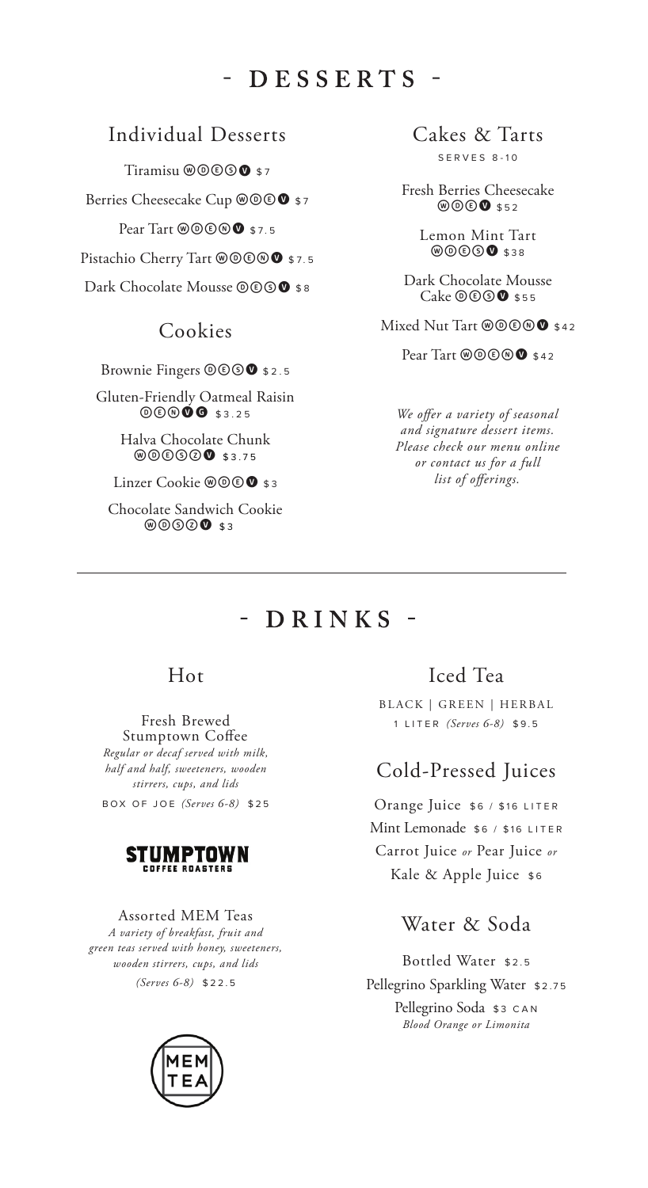# - DESSERTS -

## Individual Desserts

Tiramisu Ⓦ Ⓓ Ⓔ Ⓢ Ⓥ $7

Berries Cheesecake Cup Ⓦ Ⓓ Ⓔ Ⓥ $7

Pear Tart Ⓦ Ⓓ Ⓔ Ⓝ Ⓥ $7.5

Pistachio Cherry Tart Ⓦ Ⓓ Ⓔ Ⓝ Ⓥ $7.5

Dark Chocolate Mousse Ⓓ Ⓔ Ⓢ Ⓥ $8

## Cookies

Brownie Fingers Ⓓ Ⓔ Ⓢ Ⓥ $2.5

Gluten-Friendly Oatmeal Raisin Ⓓ Ⓔ Ⓝ Ⓥ Ⓖ $3.25

Halva Chocolate Chunk Ⓦ Ⓓ Ⓔ Ⓢ Ⓩ Ⓥ $3.75

Linzer Cookie Ⓦ Ⓓ Ⓔ Ⓥ $3

Chocolate Sandwich Cookie Ⓦ Ⓓ Ⓢ Ⓩ Ⓥ $3

## Cakes & Tarts

SERVES 8-10

Fresh Berries Cheesecake Ⓦ Ⓓ Ⓔ Ⓥ $52

Lemon Mint Tart Ⓦ Ⓓ Ⓔ Ⓢ Ⓥ $38

Dark Chocolate Mousse Cake Ⓓ Ⓔ Ⓢ Ⓥ $55

Mixed Nut Tart Ⓦ Ⓓ Ⓔ Ⓝ Ⓥ $42

Pear Tart Ⓦ Ⓓ Ⓔ Ⓝ Ⓥ $42

*We offer a variety of seasonal and signature dessert items. Please check our menu online or contact us for a full list of offerings.*

---

# - DRINKS -

## Hot

Fresh Brewed Stumptown Coffee
*Regular or decaf served with milk, half and half, sweeteners, wooden stirrers, cups, and lids*
BOX OF JOE *(Serves 6-8)* $25

STUMPTOWN COFFEE ROASTERS

Assorted MEM Teas
*A variety of breakfast, fruit and green teas served with honey, sweeteners, wooden stirrers, cups, and lids*
*(Serves 6-8)* $22.5

MEM TEA

## Iced Tea

BLACK | GREEN | HERBAL
1 LITER *(Serves 6-8)* $9.5

## Cold-Pressed Juices

Orange Juice $6 / $16 LITER

Mint Lemonade $6 / $16 LITER

Carrot Juice *or* Pear Juice *or* Kale & Apple Juice $6

## Water & Soda

Bottled Water $2.5

Pellegrino Sparkling Water $2.75

Pellegrino Soda $3 CAN
*Blood Orange or Limonita*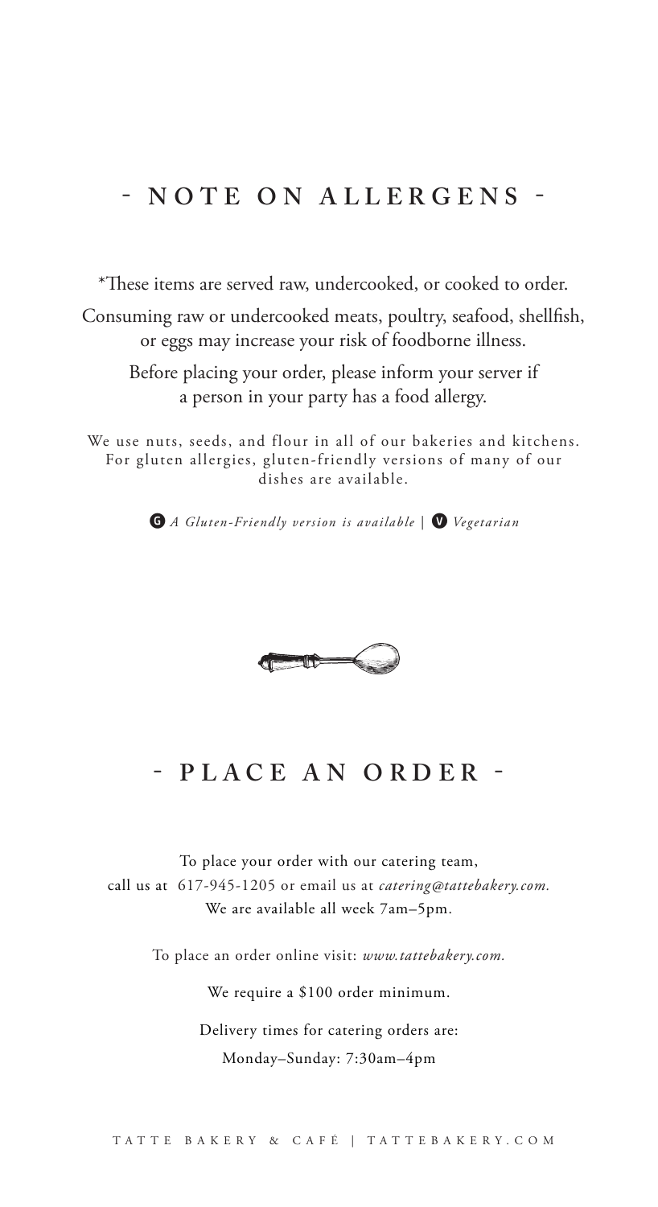## - NOTE ON ALLERGENS -

*These items are served raw, undercooked, or cooked to order.

Consuming raw or undercooked meats, poultry, seafood, shellfish, or eggs may increase your risk of foodborne illness.

Before placing your order, please inform your server if a person in your party has a food allergy.

We use nuts, seeds, and flour in all of our bakeries and kitchens. For gluten allergies, gluten-friendly versions of many of our dishes are available.

**G** *A Gluten-Friendly version is available* | **V** *Vegetarian*

## - PLACE AN ORDER -

To place your order with our catering team, call us at 617-945-1205 or email us at *catering@tattebakery.com.* We are available all week 7am–5pm.

To place an order online visit: *www.tattebakery.com.*

We require a $100 order minimum.

Delivery times for catering orders are:

Monday–Sunday: 7:30am–4pm